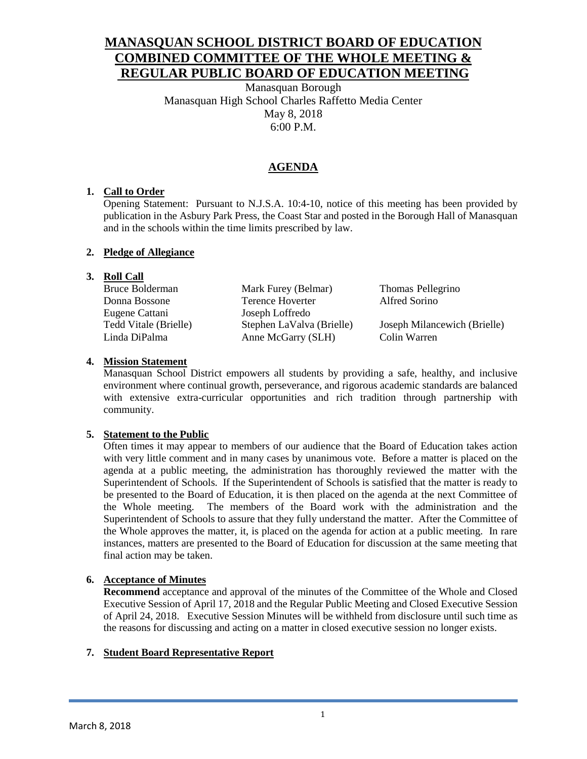# MANASQUAN SCHOOL DISTRICT BOARD OF EDUCATION COMBINED COMMITTEE OF THE WHOLE MEETING & REGULAR PUBLIC BOARD OF EDUCATION MEETING

Manasquan Borough
Manasquan High School Charles Raffetto Media Center
May 8, 2018
6:00 P.M.

## AGENDA

**1. Call to Order**

Opening Statement: Pursuant to N.J.S.A. 10:4-10, notice of this meeting has been provided by publication in the Asbury Park Press, the Coast Star and posted in the Borough Hall of Manasquan and in the schools within the time limits prescribed by law.

**2. Pledge of Allegiance**

**3. Roll Call**

| | | |
|---|---|---|
| Bruce Bolderman | Mark Furey (Belmar) | Thomas Pellegrino |
| Donna Bossone | Terence Hoverter | Alfred Sorino |
| Eugene Cattani | Joseph Loffredo | |
| Tedd Vitale (Brielle) | Stephen LaValva (Brielle) | Joseph Milancewich (Brielle) |
| Linda DiPalma | Anne McGarry (SLH) | Colin Warren |

**4. Mission Statement**

Manasquan School District empowers all students by providing a safe, healthy, and inclusive environment where continual growth, perseverance, and rigorous academic standards are balanced with extensive extra-curricular opportunities and rich tradition through partnership with community.

**5. Statement to the Public**

Often times it may appear to members of our audience that the Board of Education takes action with very little comment and in many cases by unanimous vote. Before a matter is placed on the agenda at a public meeting, the administration has thoroughly reviewed the matter with the Superintendent of Schools. If the Superintendent of Schools is satisfied that the matter is ready to be presented to the Board of Education, it is then placed on the agenda at the next Committee of the Whole meeting. The members of the Board work with the administration and the Superintendent of Schools to assure that they fully understand the matter. After the Committee of the Whole approves the matter, it, is placed on the agenda for action at a public meeting. In rare instances, matters are presented to the Board of Education for discussion at the same meeting that final action may be taken.

**6. Acceptance of Minutes**

**Recommend** acceptance and approval of the minutes of the Committee of the Whole and Closed Executive Session of April 17, 2018 and the Regular Public Meeting and Closed Executive Session of April 24, 2018. Executive Session Minutes will be withheld from disclosure until such time as the reasons for discussing and acting on a matter in closed executive session no longer exists.

**7. Student Board Representative Report**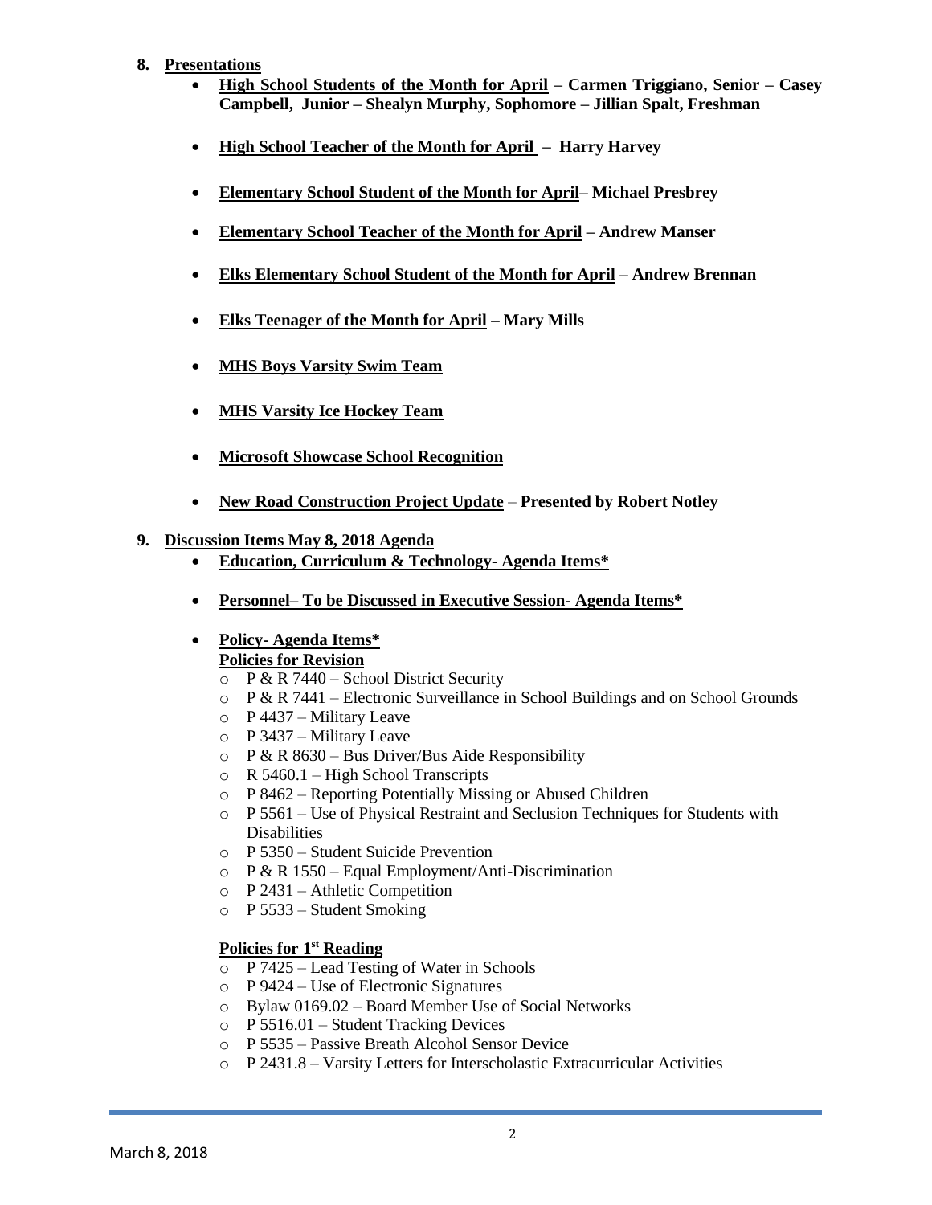8. **Presentations**
    - **High School Students of the Month for April – Carmen Triggiano, Senior – Casey Campbell, Junior – Shealyn Murphy, Sophomore – Jillian Spalt, Freshman**
    - **High School Teacher of the Month for April – Harry Harvey**
    - **Elementary School Student of the Month for April– Michael Presbrey**
    - **Elementary School Teacher of the Month for April – Andrew Manser**
    - **Elks Elementary School Student of the Month for April – Andrew Brennan**
    - **Elks Teenager of the Month for April – Mary Mills**
    - **MHS Boys Varsity Swim Team**
    - **MHS Varsity Ice Hockey Team**
    - **Microsoft Showcase School Recognition**
    - **New Road Construction Project Update – Presented by Robert Notley**

9. **Discussion Items May 8, 2018 Agenda**
    - **Education, Curriculum & Technology- Agenda Items***
    - **Personnel– To be Discussed in Executive Session- Agenda Items***
    - **Policy- Agenda Items***

      **Policies for Revision**
        - P & R 7440 – School District Security
        - P & R 7441 – Electronic Surveillance in School Buildings and on School Grounds
        - P 4437 – Military Leave
        - P 3437 – Military Leave
        - P & R 8630 – Bus Driver/Bus Aide Responsibility
        - R 5460.1 – High School Transcripts
        - P 8462 – Reporting Potentially Missing or Abused Children
        - P 5561 – Use of Physical Restraint and Seclusion Techniques for Students with Disabilities
        - P 5350 – Student Suicide Prevention
        - P & R 1550 – Equal Employment/Anti-Discrimination
        - P 2431 – Athletic Competition
        - P 5533 – Student Smoking

      **Policies for 1st Reading**
        - P 7425 – Lead Testing of Water in Schools
        - P 9424 – Use of Electronic Signatures
        - Bylaw 0169.02 – Board Member Use of Social Networks
        - P 5516.01 – Student Tracking Devices
        - P 5535 – Passive Breath Alcohol Sensor Device
        - P 2431.8 – Varsity Letters for Interscholastic Extracurricular Activities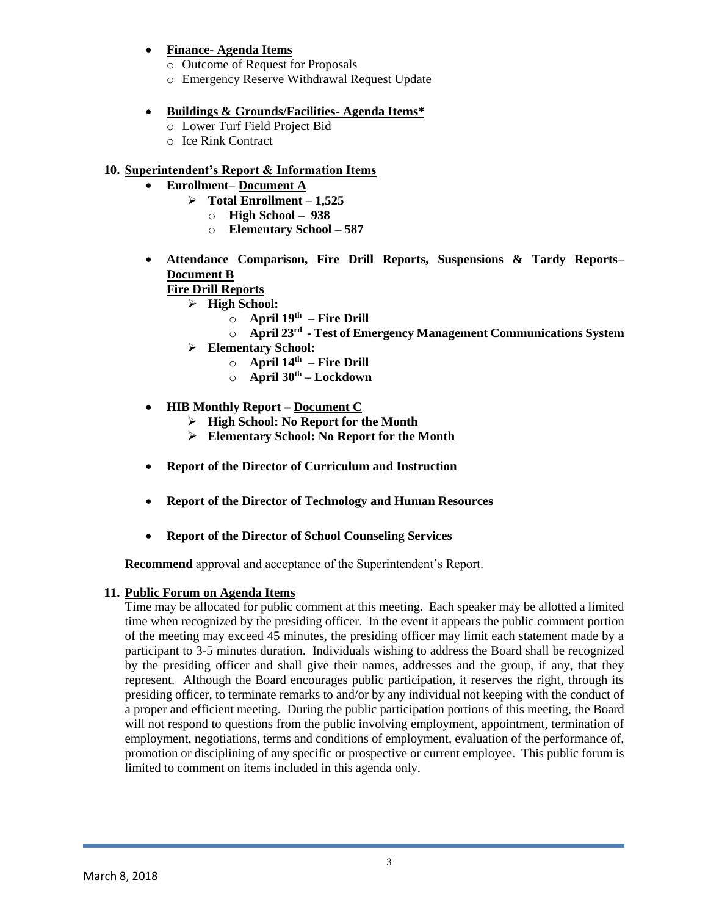- **Finance- Agenda Items**
  - Outcome of Request for Proposals
  - Emergency Reserve Withdrawal Request Update

- **Buildings & Grounds/Facilities- Agenda Items***
  - Lower Turf Field Project Bid
  - Ice Rink Contract

**10. Superintendent's Report & Information Items**

- **Enrollment– Document A**
  - **Total Enrollment – 1,525**
    - **High School – 938**
    - **Elementary School – 587**

- **Attendance Comparison, Fire Drill Reports, Suspensions & Tardy Reports– Document B**

  **Fire Drill Reports**
  - **High School:**
    - **April 19th – Fire Drill**
    - **April 23rd - Test of Emergency Management Communications System**
  - **Elementary School:**
    - **April 14th – Fire Drill**
    - **April 30th – Lockdown**

- **HIB Monthly Report – Document C**
  - **High School: No Report for the Month**
  - **Elementary School: No Report for the Month**

- **Report of the Director of Curriculum and Instruction**

- **Report of the Director of Technology and Human Resources**

- **Report of the Director of School Counseling Services**

**Recommend** approval and acceptance of the Superintendent's Report.

**11. Public Forum on Agenda Items**

Time may be allocated for public comment at this meeting. Each speaker may be allotted a limited time when recognized by the presiding officer. In the event it appears the public comment portion of the meeting may exceed 45 minutes, the presiding officer may limit each statement made by a participant to 3-5 minutes duration. Individuals wishing to address the Board shall be recognized by the presiding officer and shall give their names, addresses and the group, if any, that they represent. Although the Board encourages public participation, it reserves the right, through its presiding officer, to terminate remarks to and/or by any individual not keeping with the conduct of a proper and efficient meeting. During the public participation portions of this meeting, the Board will not respond to questions from the public involving employment, appointment, termination of employment, negotiations, terms and conditions of employment, evaluation of the performance of, promotion or disciplining of any specific or prospective or current employee. This public forum is limited to comment on items included in this agenda only.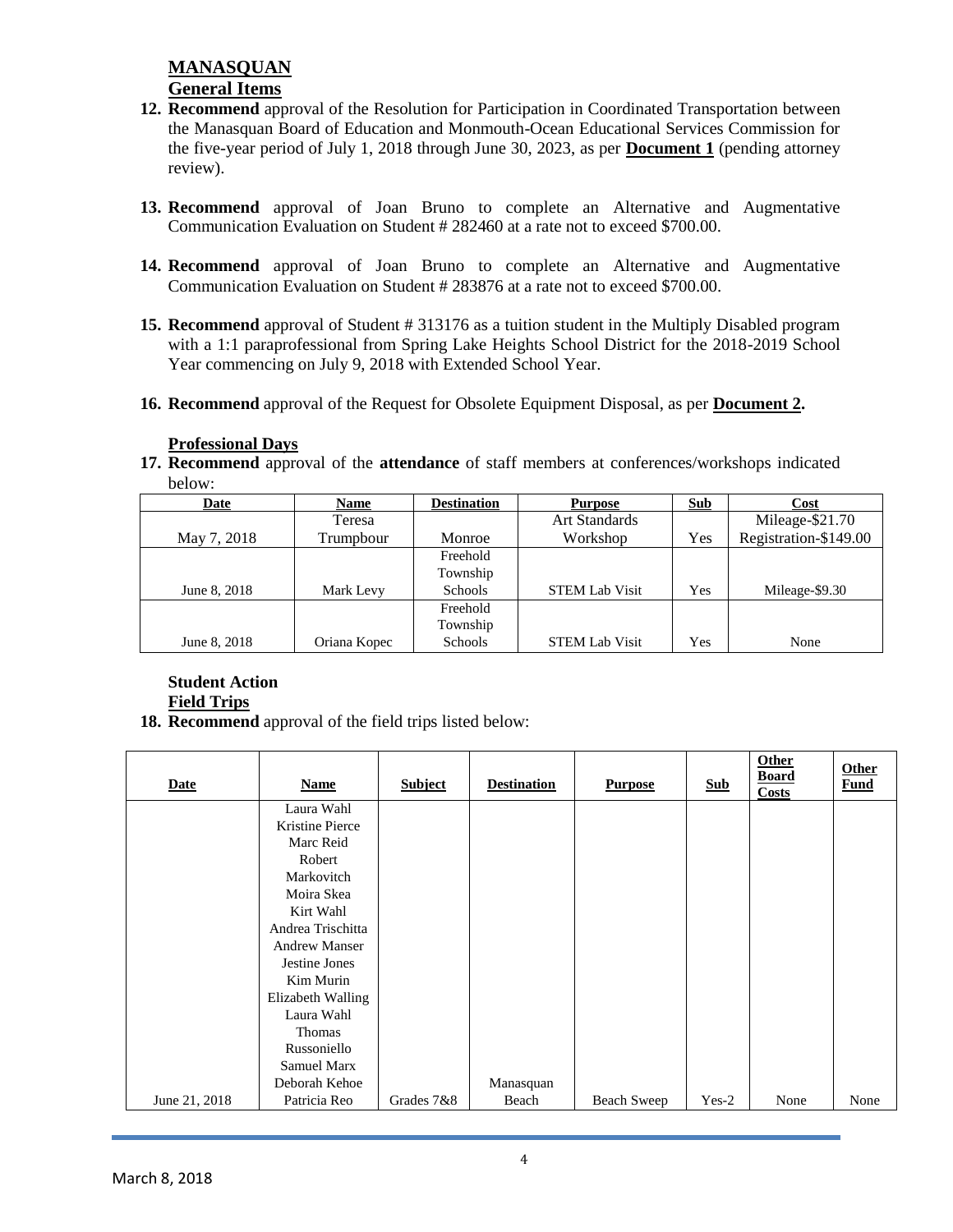**MANASQUAN**

**General Items**

12. **Recommend** approval of the Resolution for Participation in Coordinated Transportation between the Manasquan Board of Education and Monmouth-Ocean Educational Services Commission for the five-year period of July 1, 2018 through June 30, 2023, as per **Document 1** (pending attorney review).

13. **Recommend** approval of Joan Bruno to complete an Alternative and Augmentative Communication Evaluation on Student # 282460 at a rate not to exceed $700.00.

14. **Recommend** approval of Joan Bruno to complete an Alternative and Augmentative Communication Evaluation on Student # 283876 at a rate not to exceed $700.00.

15. **Recommend** approval of Student # 313176 as a tuition student in the Multiply Disabled program with a 1:1 paraprofessional from Spring Lake Heights School District for the 2018-2019 School Year commencing on July 9, 2018 with Extended School Year.

16. **Recommend** approval of the Request for Obsolete Equipment Disposal, as per **Document 2.**

**Professional Days**

17. **Recommend** approval of the **attendance** of staff members at conferences/workshops indicated below:

| Date | Name | Destination | Purpose | Sub | Cost |
|---|---|---|---|---|---|
| May 7, 2018 | Teresa Trumpbour | Monroe | Art Standards Workshop | Yes | Mileage-$21.70 Registration-$149.00 |
| June 8, 2018 | Mark Levy | Freehold Township Schools | STEM Lab Visit | Yes | Mileage-$9.30 |
| June 8, 2018 | Oriana Kopec | Freehold Township Schools | STEM Lab Visit | Yes | None |

**Student Action**

**Field Trips**

18. **Recommend** approval of the field trips listed below:

| Date | Name | Subject | Destination | Purpose | Sub | Other Board Costs | Other Fund |
|---|---|---|---|---|---|---|---|
| June 21, 2018 | Laura Wahl Kristine Pierce Marc Reid Robert Markovitch Moira Skea Kirt Wahl Andrea Trischitta Andrew Manser Jestine Jones Kim Murin Elizabeth Walling Laura Wahl Thomas Russoniello Samuel Marx Deborah Kehoe Patricia Reo | Grades 7&8 | Manasquan Beach | Beach Sweep | Yes-2 | None | None |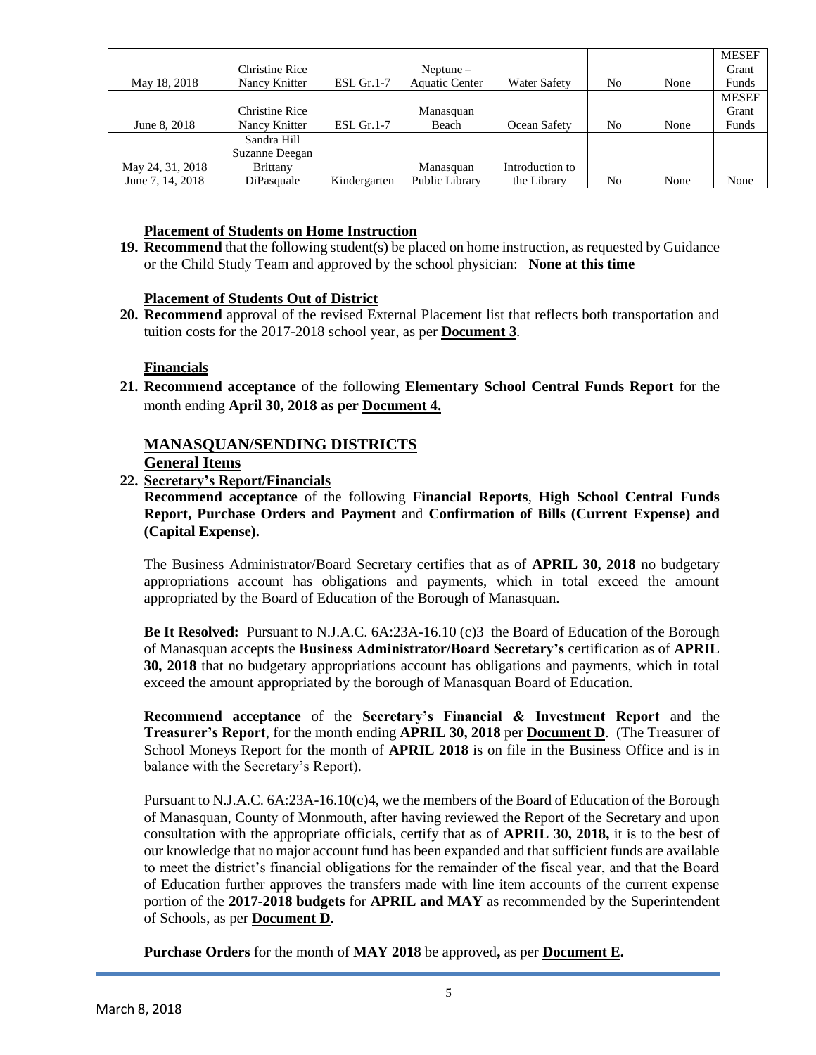| | | | | | | | |
|---|---|---|---|---|---|---|---|
| May 18, 2018 | Christine Rice Nancy Knitter | ESL Gr.1-7 | Neptune – Aquatic Center | Water Safety | No | None | MESEF Grant Funds |
| June 8, 2018 | Christine Rice Nancy Knitter | ESL Gr.1-7 | Manasquan Beach | Ocean Safety | No | None | MESEF Grant Funds |
| May 24, 31, 2018 June 7, 14, 2018 | Sandra Hill Suzanne Deegan Brittany DiPasquale | Kindergarten | Manasquan Public Library | Introduction to the Library | No | None | None |

**Placement of Students on Home Instruction**

19. **Recommend** that the following student(s) be placed on home instruction, as requested by Guidance or the Child Study Team and approved by the school physician: **None at this time**

**Placement of Students Out of District**

20. **Recommend** approval of the revised External Placement list that reflects both transportation and tuition costs for the 2017-2018 school year, as per **Document 3**.

**Financials**

21. **Recommend acceptance** of the following **Elementary School Central Funds Report** for the month ending **April 30, 2018 as per Document 4.**

## MANASQUAN/SENDING DISTRICTS

### General Items

22. **Secretary's Report/Financials**

**Recommend acceptance** of the following **Financial Reports**, **High School Central Funds Report, Purchase Orders and Payment** and **Confirmation of Bills (Current Expense) and (Capital Expense).**

The Business Administrator/Board Secretary certifies that as of **APRIL 30, 2018** no budgetary appropriations account has obligations and payments, which in total exceed the amount appropriated by the Board of Education of the Borough of Manasquan.

**Be It Resolved:** Pursuant to N.J.A.C. 6A:23A-16.10 (c)3 the Board of Education of the Borough of Manasquan accepts the **Business Administrator/Board Secretary's** certification as of **APRIL 30, 2018** that no budgetary appropriations account has obligations and payments, which in total exceed the amount appropriated by the borough of Manasquan Board of Education.

**Recommend acceptance** of the **Secretary's Financial & Investment Report** and the **Treasurer's Report**, for the month ending **APRIL 30, 2018** per **Document D**. (The Treasurer of School Moneys Report for the month of **APRIL 2018** is on file in the Business Office and is in balance with the Secretary's Report).

Pursuant to N.J.A.C. 6A:23A-16.10(c)4, we the members of the Board of Education of the Borough of Manasquan, County of Monmouth, after having reviewed the Report of the Secretary and upon consultation with the appropriate officials, certify that as of **APRIL 30, 2018,** it is to the best of our knowledge that no major account fund has been expanded and that sufficient funds are available to meet the district's financial obligations for the remainder of the fiscal year, and that the Board of Education further approves the transfers made with line item accounts of the current expense portion of the **2017-2018 budgets** for **APRIL and MAY** as recommended by the Superintendent of Schools, as per **Document D.**

**Purchase Orders** for the month of **MAY 2018** be approved**,** as per **Document E.**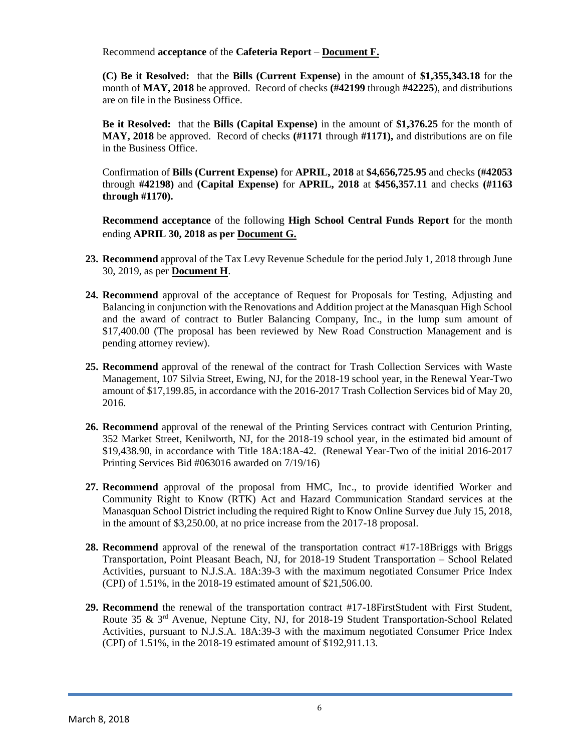Recommend **acceptance** of the **Cafeteria Report** – **Document F.**

**(C) Be it Resolved:** that the **Bills (Current Expense)** in the amount of **$1,355,343.18** for the month of **MAY, 2018** be approved. Record of checks **(#42199** through **#42225**), and distributions are on file in the Business Office.

**Be it Resolved:** that the **Bills (Capital Expense)** in the amount of **$1,376.25** for the month of **MAY, 2018** be approved. Record of checks **(#1171** through **#1171),** and distributions are on file in the Business Office.

Confirmation of **Bills (Current Expense)** for **APRIL, 2018** at **$4,656,725.95** and checks **(#42053** through **#42198)** and **(Capital Expense)** for **APRIL, 2018** at **$456,357.11** and checks **(#1163 through #1170).**

**Recommend acceptance** of the following **High School Central Funds Report** for the month ending **APRIL 30, 2018 as per Document G.**

23. **Recommend** approval of the Tax Levy Revenue Schedule for the period July 1, 2018 through June 30, 2019, as per **Document H**.

24. **Recommend** approval of the acceptance of Request for Proposals for Testing, Adjusting and Balancing in conjunction with the Renovations and Addition project at the Manasquan High School and the award of contract to Butler Balancing Company, Inc., in the lump sum amount of $17,400.00 (The proposal has been reviewed by New Road Construction Management and is pending attorney review).

25. **Recommend** approval of the renewal of the contract for Trash Collection Services with Waste Management, 107 Silvia Street, Ewing, NJ, for the 2018-19 school year, in the Renewal Year-Two amount of $17,199.85, in accordance with the 2016-2017 Trash Collection Services bid of May 20, 2016.

26. **Recommend** approval of the renewal of the Printing Services contract with Centurion Printing, 352 Market Street, Kenilworth, NJ, for the 2018-19 school year, in the estimated bid amount of $19,438.90, in accordance with Title 18A:18A-42. (Renewal Year-Two of the initial 2016-2017 Printing Services Bid #063016 awarded on 7/19/16)

27. **Recommend** approval of the proposal from HMC, Inc., to provide identified Worker and Community Right to Know (RTK) Act and Hazard Communication Standard services at the Manasquan School District including the required Right to Know Online Survey due July 15, 2018, in the amount of $3,250.00, at no price increase from the 2017-18 proposal.

28. **Recommend** approval of the renewal of the transportation contract #17-18Briggs with Briggs Transportation, Point Pleasant Beach, NJ, for 2018-19 Student Transportation – School Related Activities, pursuant to N.J.S.A. 18A:39-3 with the maximum negotiated Consumer Price Index (CPI) of 1.51%, in the 2018-19 estimated amount of $21,506.00.

29. **Recommend** the renewal of the transportation contract #17-18FirstStudent with First Student, Route 35 & 3rd Avenue, Neptune City, NJ, for 2018-19 Student Transportation-School Related Activities, pursuant to N.J.S.A. 18A:39-3 with the maximum negotiated Consumer Price Index (CPI) of 1.51%, in the 2018-19 estimated amount of $192,911.13.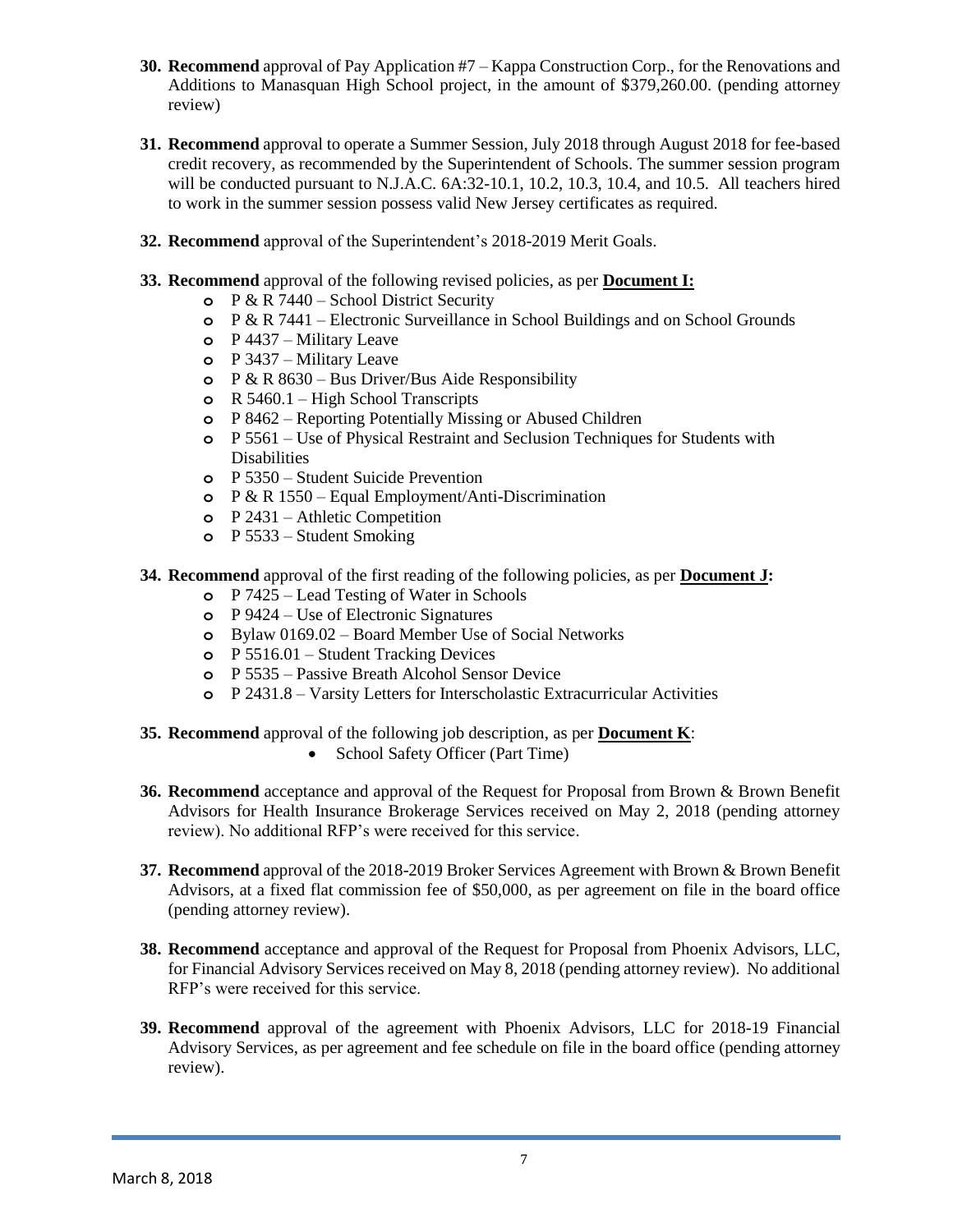**30. Recommend** approval of Pay Application #7 – Kappa Construction Corp., for the Renovations and Additions to Manasquan High School project, in the amount of $379,260.00. (pending attorney review)

**31. Recommend** approval to operate a Summer Session, July 2018 through August 2018 for fee-based credit recovery, as recommended by the Superintendent of Schools. The summer session program will be conducted pursuant to N.J.A.C. 6A:32-10.1, 10.2, 10.3, 10.4, and 10.5. All teachers hired to work in the summer session possess valid New Jersey certificates as required.

**32. Recommend** approval of the Superintendent's 2018-2019 Merit Goals.

**33. Recommend** approval of the following revised policies, as per **Document I:**

- P & R 7440 – School District Security
- P & R 7441 – Electronic Surveillance in School Buildings and on School Grounds
- P 4437 – Military Leave
- P 3437 – Military Leave
- P & R 8630 – Bus Driver/Bus Aide Responsibility
- R 5460.1 – High School Transcripts
- P 8462 – Reporting Potentially Missing or Abused Children
- P 5561 – Use of Physical Restraint and Seclusion Techniques for Students with Disabilities
- P 5350 – Student Suicide Prevention
- P & R 1550 – Equal Employment/Anti-Discrimination
- P 2431 – Athletic Competition
- P 5533 – Student Smoking

**34. Recommend** approval of the first reading of the following policies, as per **Document J:**

- P 7425 – Lead Testing of Water in Schools
- P 9424 – Use of Electronic Signatures
- Bylaw 0169.02 – Board Member Use of Social Networks
- P 5516.01 – Student Tracking Devices
- P 5535 – Passive Breath Alcohol Sensor Device
- P 2431.8 – Varsity Letters for Interscholastic Extracurricular Activities

**35. Recommend** approval of the following job description, as per **Document K**:

- School Safety Officer (Part Time)

**36. Recommend** acceptance and approval of the Request for Proposal from Brown & Brown Benefit Advisors for Health Insurance Brokerage Services received on May 2, 2018 (pending attorney review). No additional RFP's were received for this service.

**37. Recommend** approval of the 2018-2019 Broker Services Agreement with Brown & Brown Benefit Advisors, at a fixed flat commission fee of $50,000, as per agreement on file in the board office (pending attorney review).

**38. Recommend** acceptance and approval of the Request for Proposal from Phoenix Advisors, LLC, for Financial Advisory Services received on May 8, 2018 (pending attorney review). No additional RFP's were received for this service.

**39. Recommend** approval of the agreement with Phoenix Advisors, LLC for 2018-19 Financial Advisory Services, as per agreement and fee schedule on file in the board office (pending attorney review).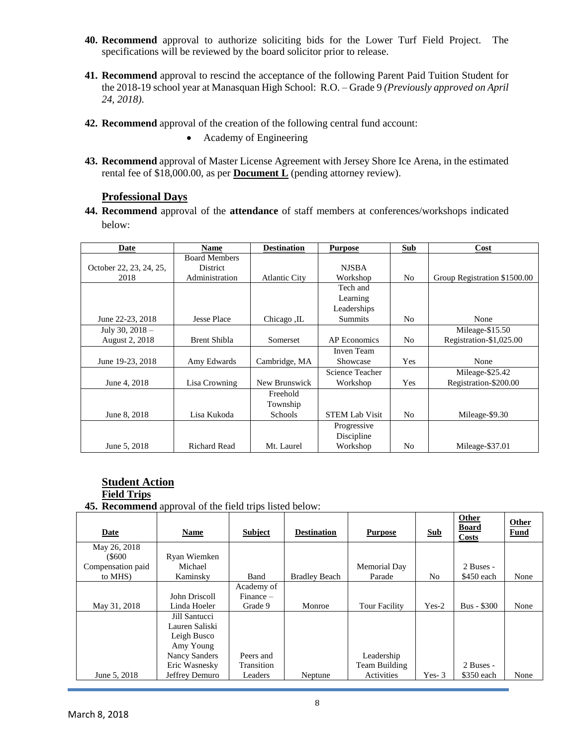**40. Recommend** approval to authorize soliciting bids for the Lower Turf Field Project. The specifications will be reviewed by the board solicitor prior to release.

**41. Recommend** approval to rescind the acceptance of the following Parent Paid Tuition Student for the 2018-19 school year at Manasquan High School: R.O. – Grade 9 *(Previously approved on April 24, 2018).*

**42. Recommend** approval of the creation of the following central fund account:

- Academy of Engineering

**43. Recommend** approval of Master License Agreement with Jersey Shore Ice Arena, in the estimated rental fee of $18,000.00, as per **Document L** (pending attorney review).

## Professional Days

**44. Recommend** approval of the **attendance** of staff members at conferences/workshops indicated below:

| Date | Name | Destination | Purpose | Sub | Cost |
|---|---|---|---|---|---|
| October 22, 23, 24, 25, 2018 | Board Members District Administration | Atlantic City | NJSBA Workshop | No | Group Registration $1500.00 |
| June 22-23, 2018 | Jesse Place | Chicago ,IL | Tech and Learning Leaderships Summits | No | None |
| July 30, 2018 – August 2, 2018 | Brent Shibla | Somerset | AP Economics | No | Mileage-$15.50 Registration-$1,025.00 |
| June 19-23, 2018 | Amy Edwards | Cambridge, MA | Inven Team Showcase | Yes | None |
| June 4, 2018 | Lisa Crowning | New Brunswick | Science Teacher Workshop | Yes | Mileage-$25.42 Registration-$200.00 |
| June 8, 2018 | Lisa Kukoda | Freehold Township Schools | STEM Lab Visit | No | Mileage-$9.30 |
| June 5, 2018 | Richard Read | Mt. Laurel | Progressive Discipline Workshop | No | Mileage-$37.01 |

## Student Action

### Field Trips

**45. Recommend** approval of the field trips listed below:

| Date | Name | Subject | Destination | Purpose | Sub | Other Board Costs | Other Fund |
|---|---|---|---|---|---|---|---|
| May 26, 2018 ($600 Compensation paid to MHS) | Ryan Wiemken Michael Kaminsky | Band | Bradley Beach | Memorial Day Parade | No | 2 Buses - $450 each | None |
| May 31, 2018 | John Driscoll Linda Hoeler | Academy of Finance – Grade 9 | Monroe | Tour Facility | Yes-2 | Bus - $300 | None |
| June 5, 2018 | Jill Santucci Lauren Saliski Leigh Busco Amy Young Nancy Sanders Eric Wasnesky Jeffrey Demuro | Peers and Transition Leaders | Neptune | Leadership Team Building Activities | Yes- 3 | 2 Buses - $350 each | None |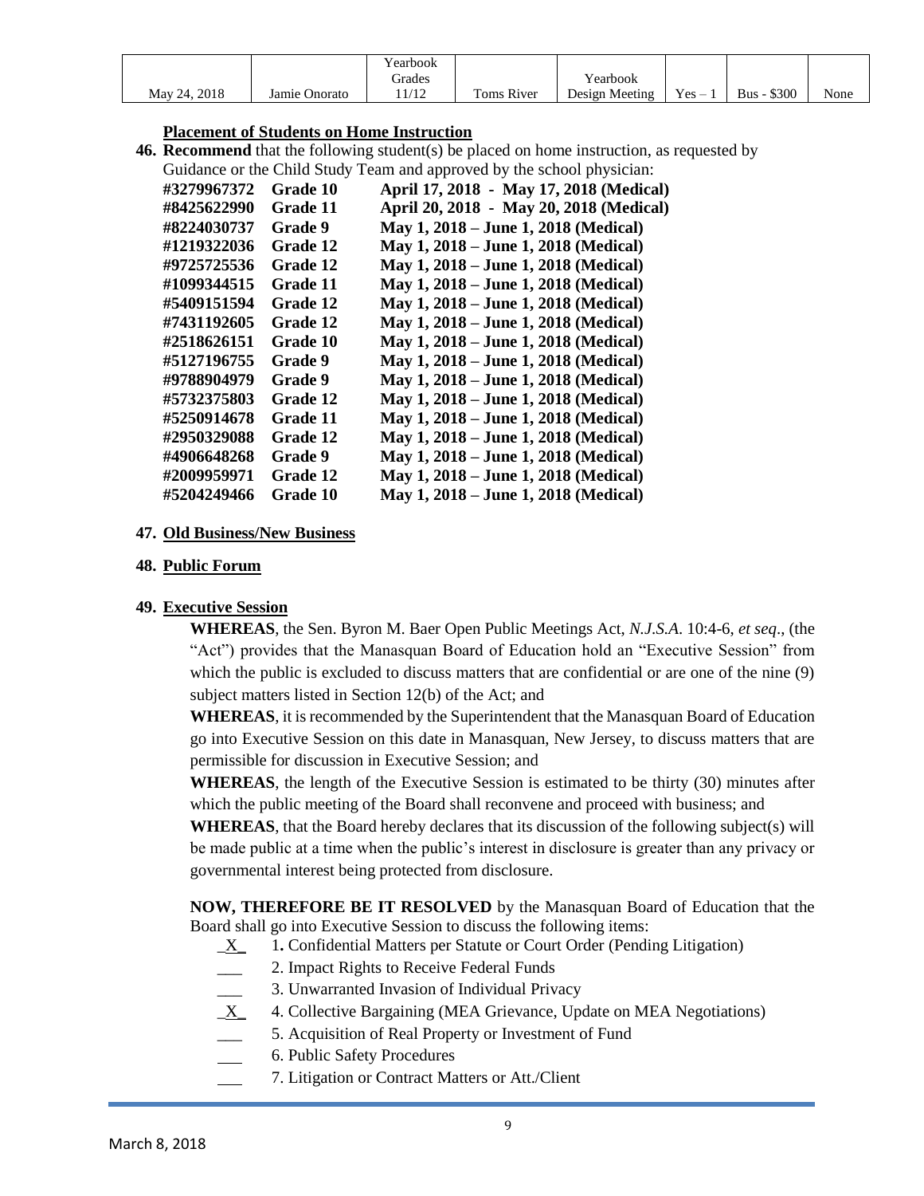| | | Yearbook Grades | | Yearbook | | | |
|---|---|---|---|---|---|---|---|
| May 24, 2018 | Jamie Onorato | 11/12 | Toms River | Design Meeting | Yes – 1 | Bus - $300 | None |

**Placement of Students on Home Instruction**

**46. Recommend** that the following student(s) be placed on home instruction, as requested by Guidance or the Child Study Team and approved by the school physician:

| | | |
|---|---|---|
| **#3279967372** | **Grade 10** | **April 17, 2018 - May 17, 2018 (Medical)** |
| **#8425622990** | **Grade 11** | **April 20, 2018 - May 20, 2018 (Medical)** |
| **#8224030737** | **Grade 9** | **May 1, 2018 – June 1, 2018 (Medical)** |
| **#1219322036** | **Grade 12** | **May 1, 2018 – June 1, 2018 (Medical)** |
| **#9725725536** | **Grade 12** | **May 1, 2018 – June 1, 2018 (Medical)** |
| **#1099344515** | **Grade 11** | **May 1, 2018 – June 1, 2018 (Medical)** |
| **#5409151594** | **Grade 12** | **May 1, 2018 – June 1, 2018 (Medical)** |
| **#7431192605** | **Grade 12** | **May 1, 2018 – June 1, 2018 (Medical)** |
| **#2518626151** | **Grade 10** | **May 1, 2018 – June 1, 2018 (Medical)** |
| **#5127196755** | **Grade 9** | **May 1, 2018 – June 1, 2018 (Medical)** |
| **#9788904979** | **Grade 9** | **May 1, 2018 – June 1, 2018 (Medical)** |
| **#5732375803** | **Grade 12** | **May 1, 2018 – June 1, 2018 (Medical)** |
| **#5250914678** | **Grade 11** | **May 1, 2018 – June 1, 2018 (Medical)** |
| **#2950329088** | **Grade 12** | **May 1, 2018 – June 1, 2018 (Medical)** |
| **#4906648268** | **Grade 9** | **May 1, 2018 – June 1, 2018 (Medical)** |
| **#2009959971** | **Grade 12** | **May 1, 2018 – June 1, 2018 (Medical)** |
| **#5204249466** | **Grade 10** | **May 1, 2018 – June 1, 2018 (Medical)** |

**47. Old Business/New Business**

**48. Public Forum**

**49. Executive Session**

**WHEREAS**, the Sen. Byron M. Baer Open Public Meetings Act, *N.J.S.A.* 10:4-6, *et seq*., (the "Act") provides that the Manasquan Board of Education hold an "Executive Session" from which the public is excluded to discuss matters that are confidential or are one of the nine (9) subject matters listed in Section 12(b) of the Act; and

**WHEREAS**, it is recommended by the Superintendent that the Manasquan Board of Education go into Executive Session on this date in Manasquan, New Jersey, to discuss matters that are permissible for discussion in Executive Session; and

**WHEREAS**, the length of the Executive Session is estimated to be thirty (30) minutes after which the public meeting of the Board shall reconvene and proceed with business; and

**WHEREAS**, that the Board hereby declares that its discussion of the following subject(s) will be made public at a time when the public's interest in disclosure is greater than any privacy or governmental interest being protected from disclosure.

**NOW, THEREFORE BE IT RESOLVED** by the Manasquan Board of Education that the Board shall go into Executive Session to discuss the following items:

- _X_ 1. Confidential Matters per Statute or Court Order (Pending Litigation)
- ___ 2. Impact Rights to Receive Federal Funds
- ___ 3. Unwarranted Invasion of Individual Privacy
- _X_ 4. Collective Bargaining (MEA Grievance, Update on MEA Negotiations)
- ___ 5. Acquisition of Real Property or Investment of Fund
- ___ 6. Public Safety Procedures
- ___ 7. Litigation or Contract Matters or Att./Client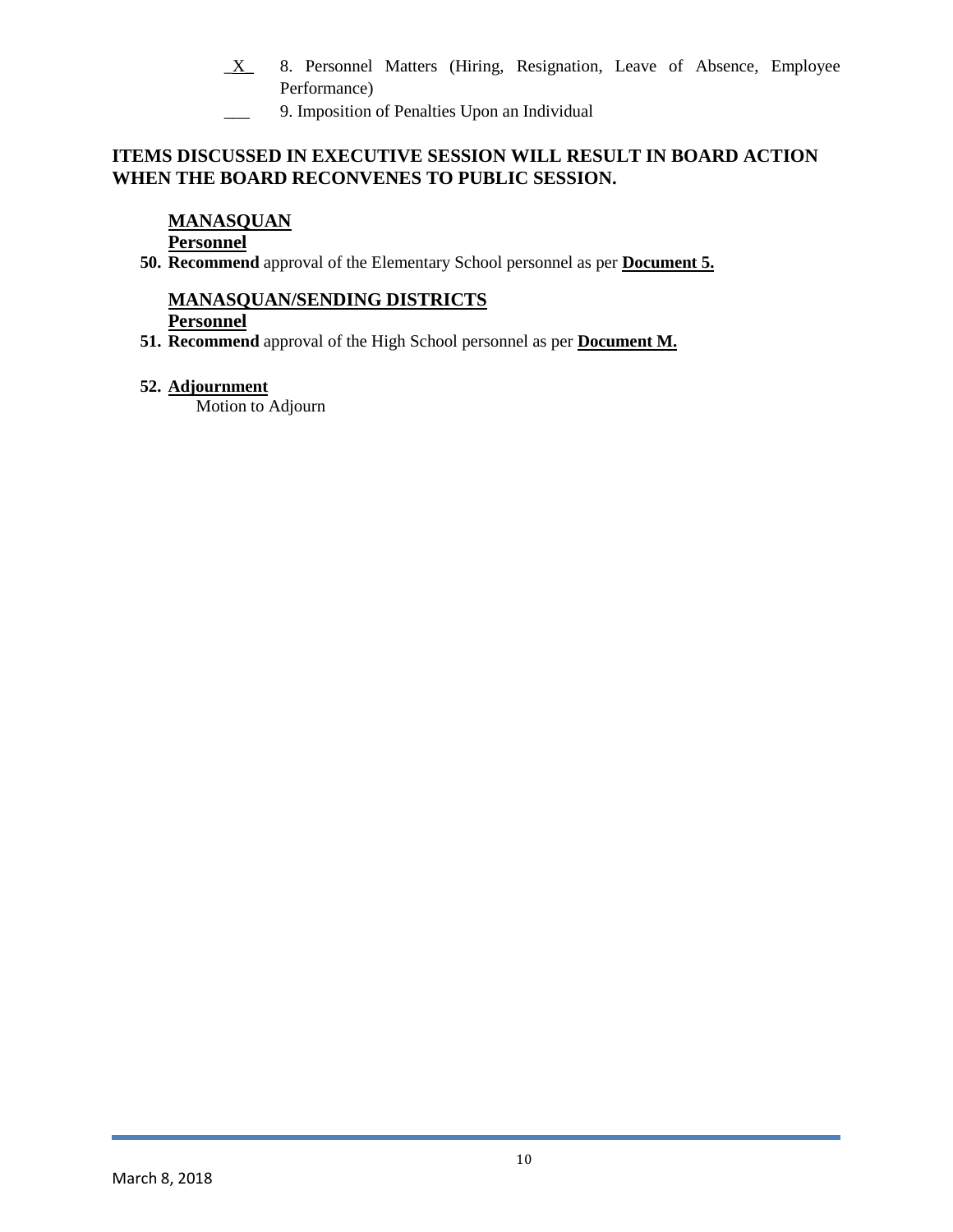\_X\_ 8. Personnel Matters (Hiring, Resignation, Leave of Absence, Employee Performance)

\_\_\_ 9. Imposition of Penalties Upon an Individual

**ITEMS DISCUSSED IN EXECUTIVE SESSION WILL RESULT IN BOARD ACTION WHEN THE BOARD RECONVENES TO PUBLIC SESSION.**

**MANASQUAN**
**Personnel**

**50. Recommend** approval of the Elementary School personnel as per **Document 5.**

**MANASQUAN/SENDING DISTRICTS**
**Personnel**

**51. Recommend** approval of the High School personnel as per **Document M.**

**52. Adjournment**

Motion to Adjourn